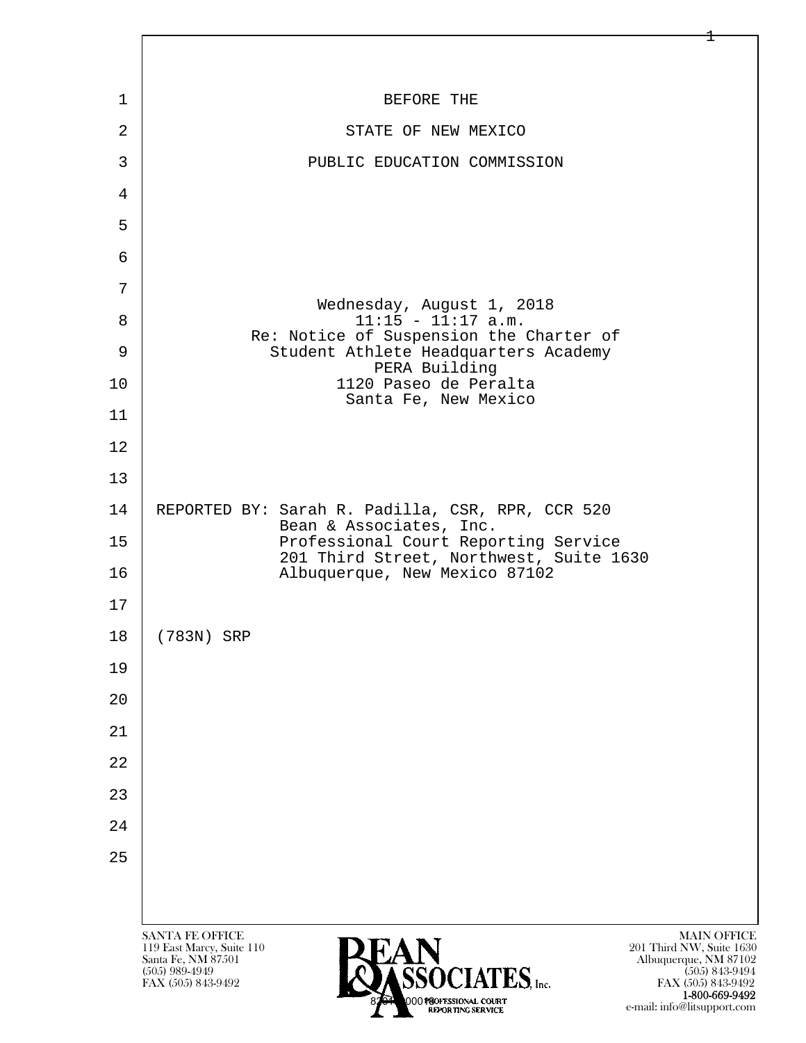BEFORE THE

STATE OF NEW MEXICO

PUBLIC EDUCATION COMMISSION

Wednesday, August 1, 2018
11:15 - 11:17 a.m.
Re: Notice of Suspension the Charter of
Student Athlete Headquarters Academy
PERA Building
1120 Paseo de Peralta
Santa Fe, New Mexico

REPORTED BY: Sarah R. Padilla, CSR, RPR, CCR 520
Bean & Associates, Inc.
Professional Court Reporting Service
201 Third Street, Northwest, Suite 1630
Albuquerque, New Mexico 87102

(783N) SRP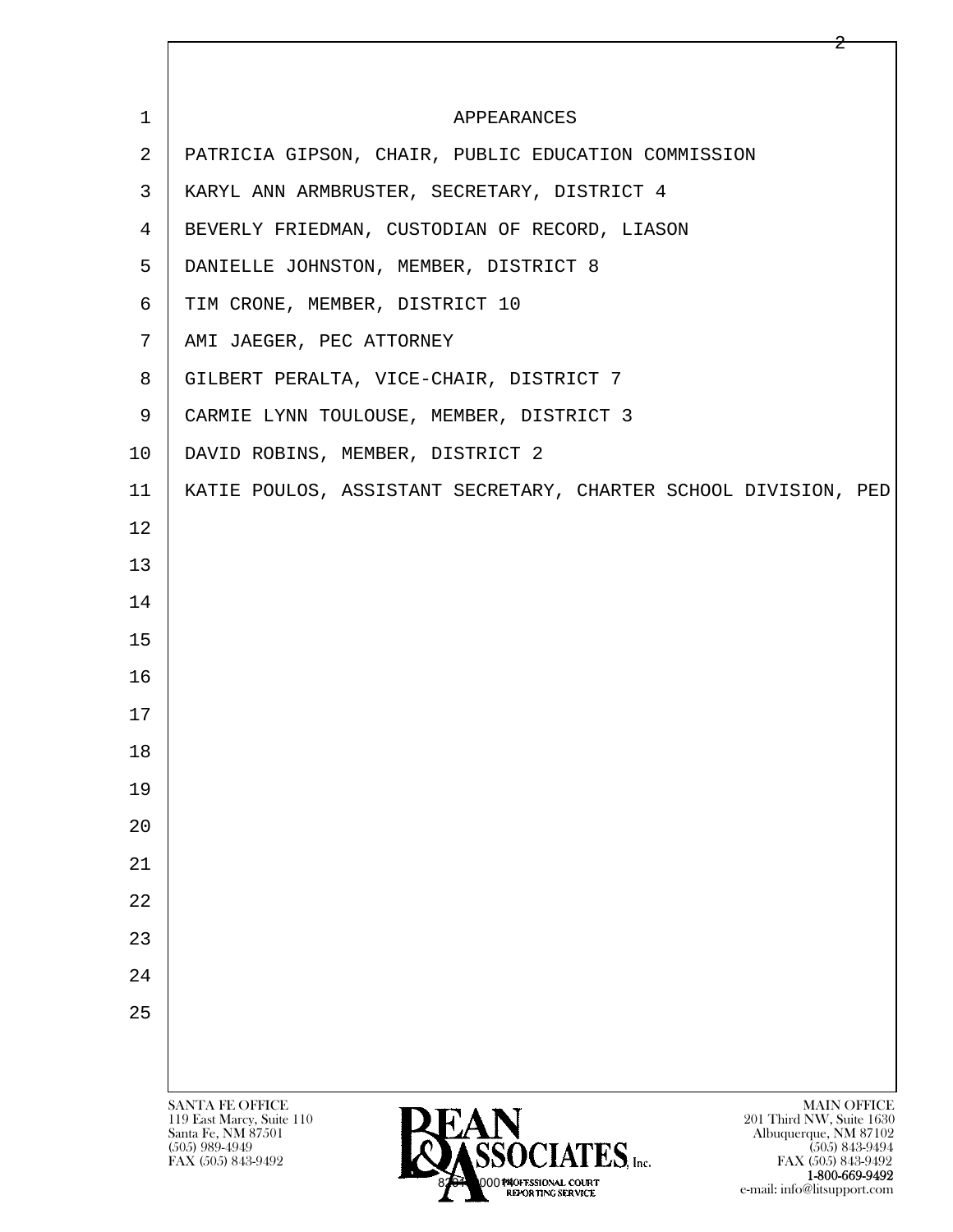# APPEARANCES

PATRICIA GIPSON, CHAIR, PUBLIC EDUCATION COMMISSION

KARYL ANN ARMBRUSTER, SECRETARY, DISTRICT 4

BEVERLY FRIEDMAN, CUSTODIAN OF RECORD, LIASON

DANIELLE JOHNSTON, MEMBER, DISTRICT 8

TIM CRONE, MEMBER, DISTRICT 10

AMI JAEGER, PEC ATTORNEY

GILBERT PERALTA, VICE-CHAIR, DISTRICT 7

CARMIE LYNN TOULOUSE, MEMBER, DISTRICT 3

DAVID ROBINS, MEMBER, DISTRICT 2

KATIE POULOS, ASSISTANT SECRETARY, CHARTER SCHOOL DIVISION, PED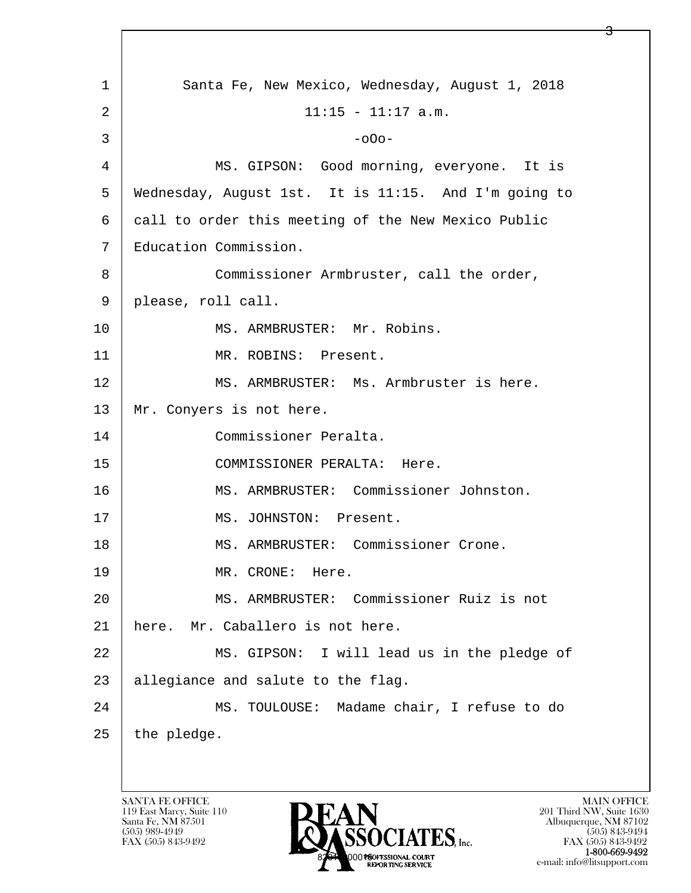Santa Fe, New Mexico, Wednesday, August 1, 2018

11:15 - 11:17 a.m.

-oOo-

MS. GIPSON: Good morning, everyone. It is Wednesday, August 1st. It is 11:15. And I'm going to call to order this meeting of the New Mexico Public Education Commission.

Commissioner Armbruster, call the order, please, roll call.

MS. ARMBRUSTER: Mr. Robins.

MR. ROBINS: Present.

MS. ARMBRUSTER: Ms. Armbruster is here. Mr. Conyers is not here.

Commissioner Peralta.

COMMISSIONER PERALTA: Here.

MS. ARMBRUSTER: Commissioner Johnston.

MS. JOHNSTON: Present.

MS. ARMBRUSTER: Commissioner Crone.

MR. CRONE: Here.

MS. ARMBRUSTER: Commissioner Ruiz is not here. Mr. Caballero is not here.

MS. GIPSON: I will lead us in the pledge of allegiance and salute to the flag.

MS. TOULOUSE: Madame chair, I refuse to do the pledge.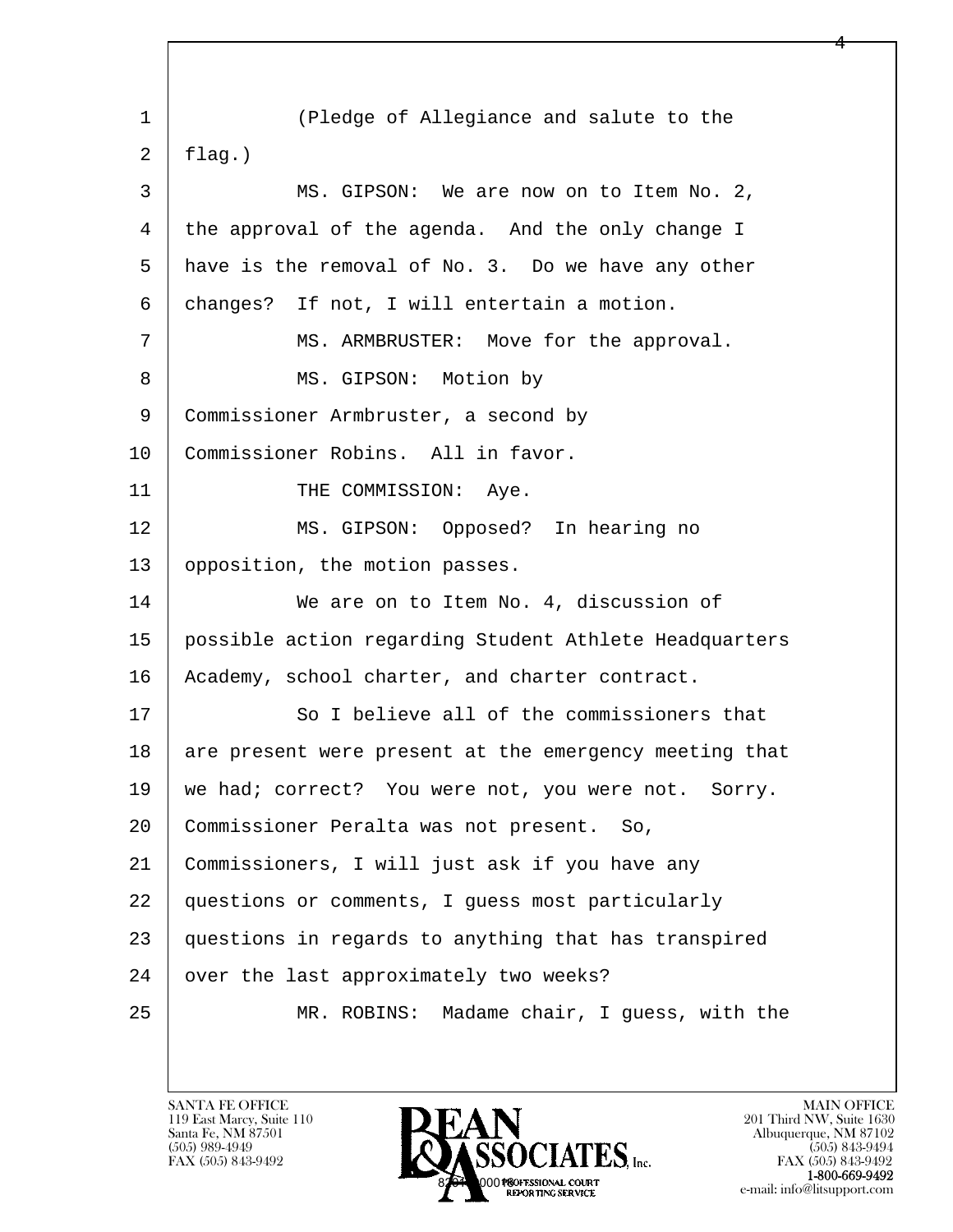(Pledge of Allegiance and salute to the flag.)

MS. GIPSON: We are now on to Item No. 2, the approval of the agenda. And the only change I have is the removal of No. 3. Do we have any other changes? If not, I will entertain a motion.

MS. ARMBRUSTER: Move for the approval.

MS. GIPSON: Motion by Commissioner Armbruster, a second by Commissioner Robins. All in favor.

THE COMMISSION: Aye.

MS. GIPSON: Opposed? In hearing no opposition, the motion passes.

We are on to Item No. 4, discussion of possible action regarding Student Athlete Headquarters Academy, school charter, and charter contract.

So I believe all of the commissioners that are present were present at the emergency meeting that we had; correct? You were not, you were not. Sorry. Commissioner Peralta was not present. So, Commissioners, I will just ask if you have any questions or comments, I guess most particularly questions in regards to anything that has transpired over the last approximately two weeks?

MR. ROBINS: Madame chair, I guess, with the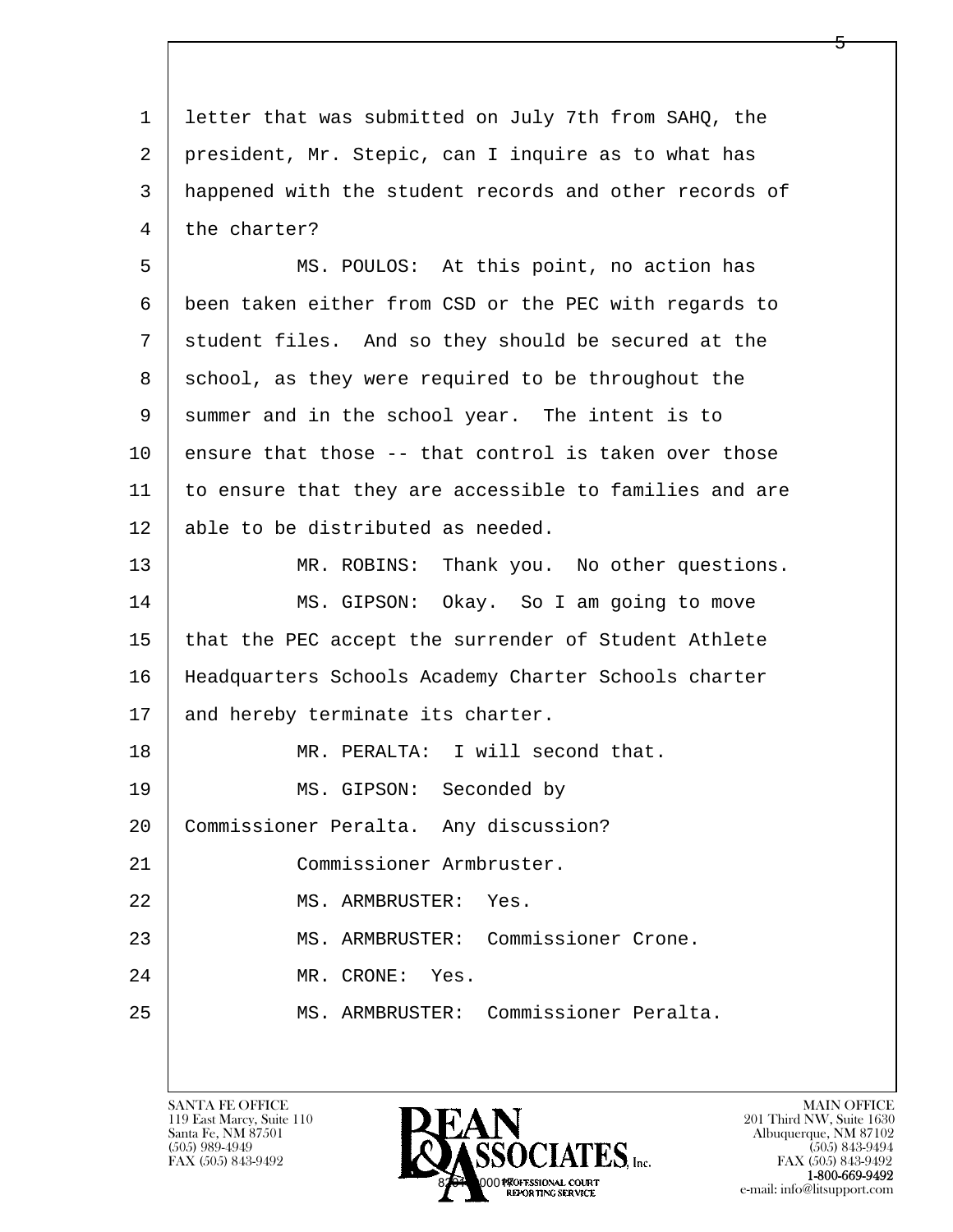1 letter that was submitted on July 7th from SAHQ, the
2 president, Mr. Stepic, can I inquire as to what has
3 happened with the student records and other records of
4 the charter?

5 MS. POULOS: At this point, no action has
6 been taken either from CSD or the PEC with regards to
7 student files. And so they should be secured at the
8 school, as they were required to be throughout the
9 summer and in the school year. The intent is to
10 ensure that those -- that control is taken over those
11 to ensure that they are accessible to families and are
12 able to be distributed as needed.

13 MR. ROBINS: Thank you. No other questions.

14 MS. GIPSON: Okay. So I am going to move
15 that the PEC accept the surrender of Student Athlete
16 Headquarters Schools Academy Charter Schools charter
17 and hereby terminate its charter.

18 MR. PERALTA: I will second that.

19 MS. GIPSON: Seconded by
20 Commissioner Peralta. Any discussion?

21 Commissioner Armbruster.

22 MS. ARMBRUSTER: Yes.

23 MS. ARMBRUSTER: Commissioner Crone.

24 MR. CRONE: Yes.

25 MS. ARMBRUSTER: Commissioner Peralta.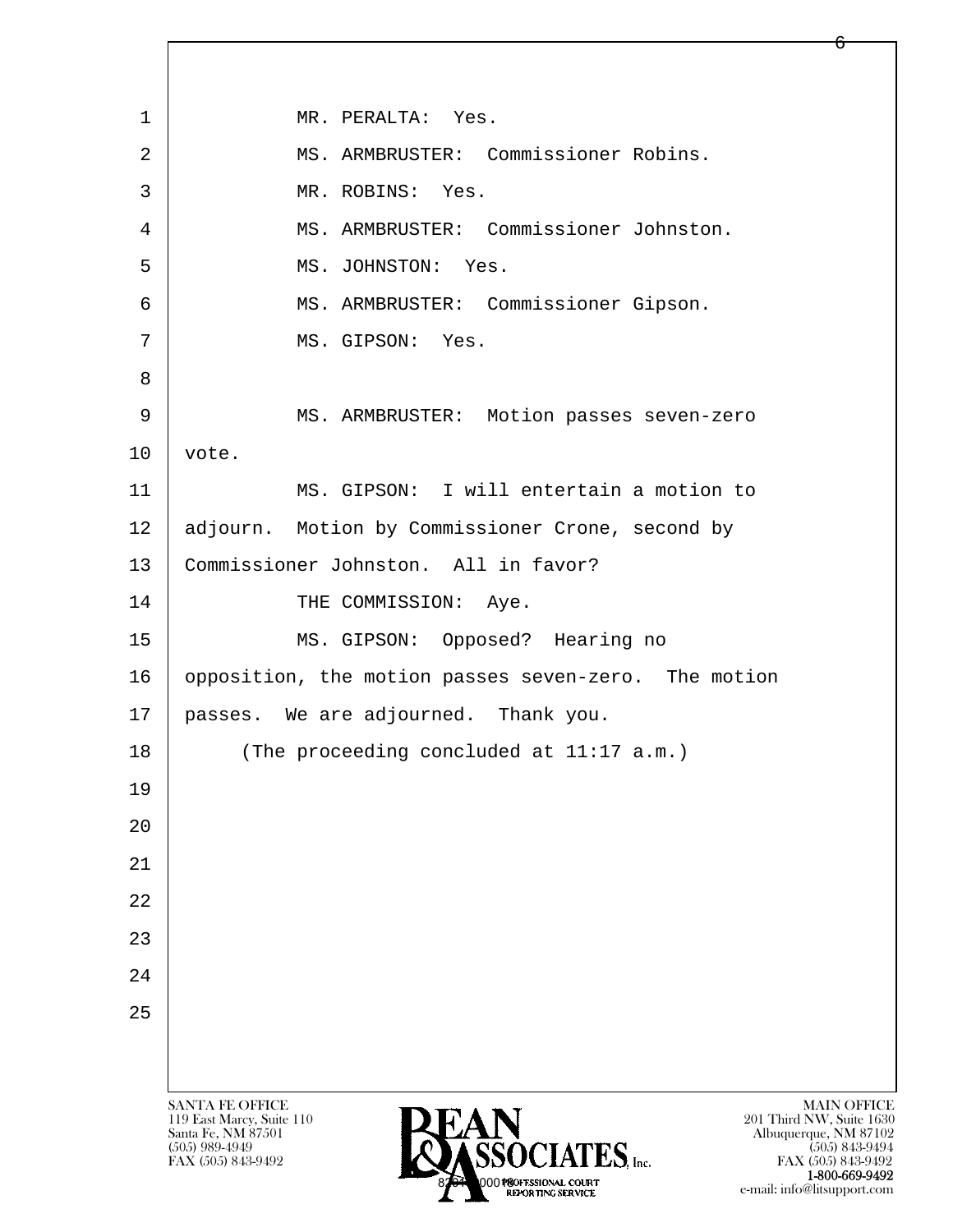1 MR. PERALTA: Yes.

2 MS. ARMBRUSTER: Commissioner Robins.

3 MR. ROBINS: Yes.

4 MS. ARMBRUSTER: Commissioner Johnston.

5 MS. JOHNSTON: Yes.

6 MS. ARMBRUSTER: Commissioner Gipson.

7 MS. GIPSON: Yes.

8

9 MS. ARMBRUSTER: Motion passes seven-zero

10 vote.

11 MS. GIPSON: I will entertain a motion to

12 adjourn. Motion by Commissioner Crone, second by

13 Commissioner Johnston. All in favor?

14 THE COMMISSION: Aye.

15 MS. GIPSON: Opposed? Hearing no

16 opposition, the motion passes seven-zero. The motion

17 passes. We are adjourned. Thank you.

18 (The proceeding concluded at 11:17 a.m.)

19

20

21

22

23

24

25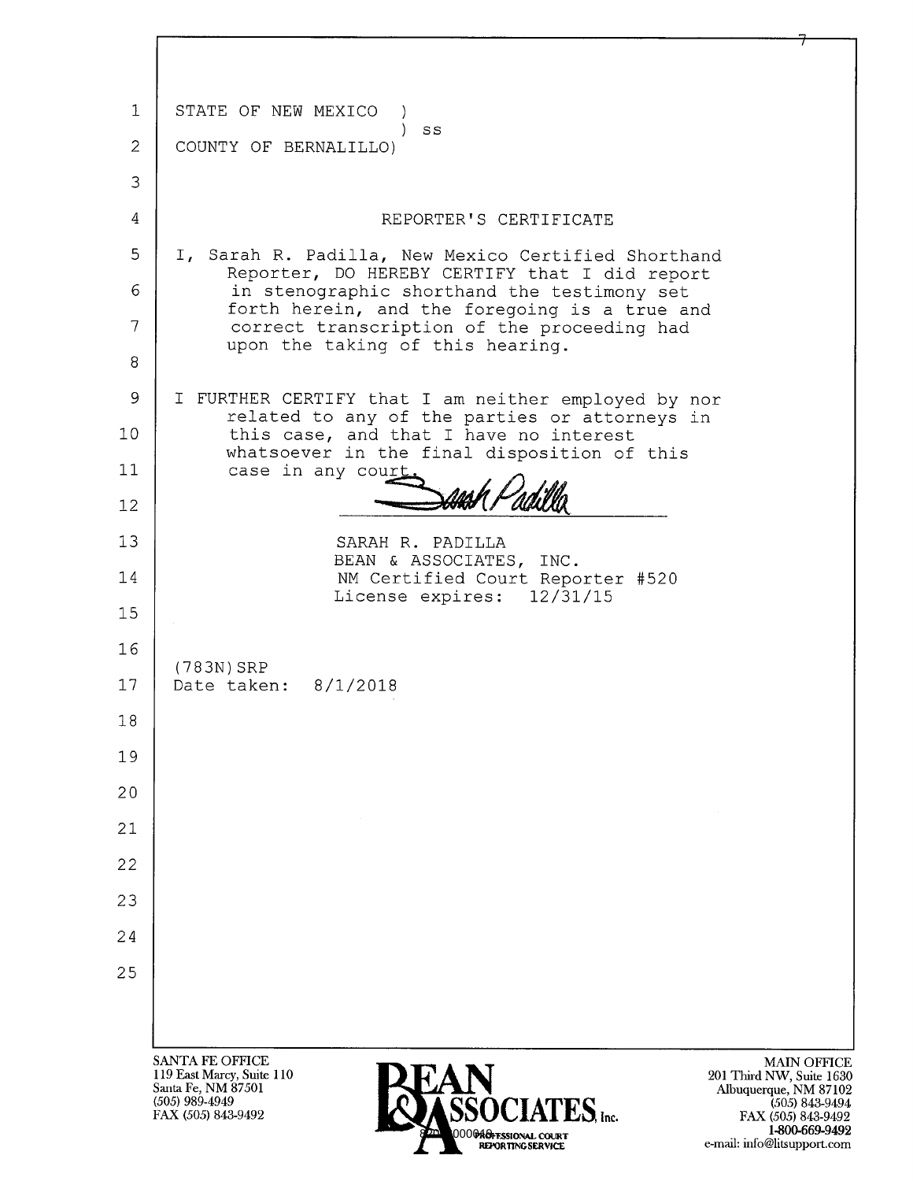STATE OF NEW MEXICO )
) ss
COUNTY OF BERNALILLO)

# REPORTER'S CERTIFICATE

I, Sarah R. Padilla, New Mexico Certified Shorthand Reporter, DO HEREBY CERTIFY that I did report in stenographic shorthand the testimony set forth herein, and the foregoing is a true and correct transcription of the proceeding had upon the taking of this hearing.

I FURTHER CERTIFY that I am neither employed by nor related to any of the parties or attorneys in this case, and that I have no interest whatsoever in the final disposition of this case in any court.

SARAH R. PADILLA
BEAN & ASSOCIATES, INC.
NM Certified Court Reporter #520
License expires: 12/31/15

(783N)SRP
Date taken: 8/1/2018

SANTA FE OFFICE
119 East Marcy, Suite 110
Santa Fe, NM 87501
(505) 989-4949
FAX (505) 843-9492

BEAN & ASSOCIATES, Inc.
PROFESSIONAL COURT REPORTING SERVICE

MAIN OFFICE
201 Third NW, Suite 1630
Albuquerque, NM 87102
(505) 843-9494
FAX (505) 843-9492
1-800-669-9492
e-mail: info@litsupport.com